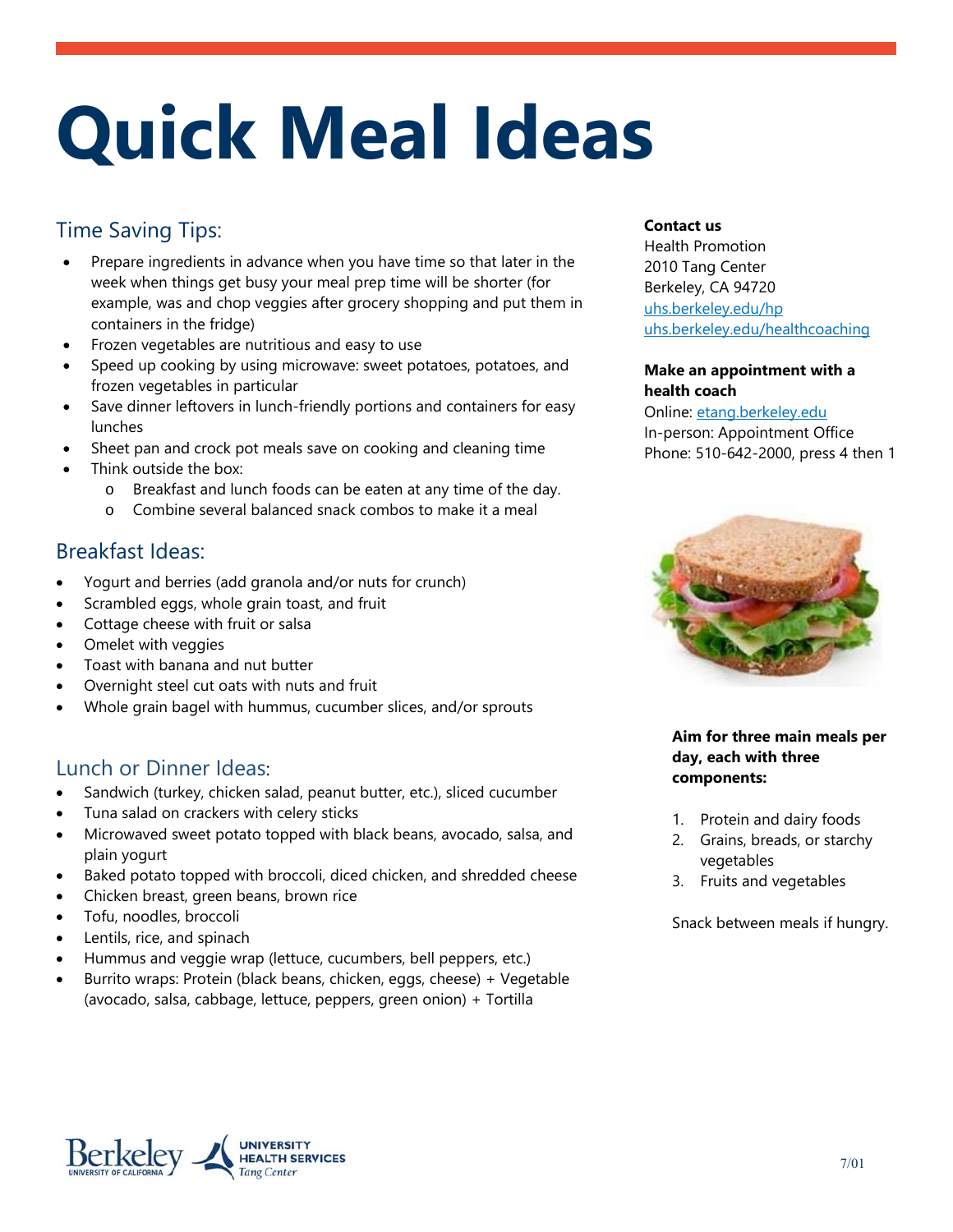# Quick Meal Ideas

## Time Saving Tips:

- Prepare ingredients in advance when you have time so that later in the week when things get busy your meal prep time will be shorter (for example, was and chop veggies after grocery shopping and put them in containers in the fridge)
- Frozen vegetables are nutritious and easy to use
- Speed up cooking by using microwave: sweet potatoes, potatoes, and frozen vegetables in particular
- Save dinner leftovers in lunch-friendly portions and containers for easy lunches
- Sheet pan and crock pot meals save on cooking and cleaning time
- Think outside the box:
  - Breakfast and lunch foods can be eaten at any time of the day.
  - Combine several balanced snack combos to make it a meal

## Breakfast Ideas:

- Yogurt and berries (add granola and/or nuts for crunch)
- Scrambled eggs, whole grain toast, and fruit
- Cottage cheese with fruit or salsa
- Omelet with veggies
- Toast with banana and nut butter
- Overnight steel cut oats with nuts and fruit
- Whole grain bagel with hummus, cucumber slices, and/or sprouts

## Lunch or Dinner Ideas:

- Sandwich (turkey, chicken salad, peanut butter, etc.), sliced cucumber
- Tuna salad on crackers with celery sticks
- Microwaved sweet potato topped with black beans, avocado, salsa, and plain yogurt
- Baked potato topped with broccoli, diced chicken, and shredded cheese
- Chicken breast, green beans, brown rice
- Tofu, noodles, broccoli
- Lentils, rice, and spinach
- Hummus and veggie wrap (lettuce, cucumbers, bell peppers, etc.)
- Burrito wraps: Protein (black beans, chicken, eggs, cheese) + Vegetable (avocado, salsa, cabbage, lettuce, peppers, green onion) + Tortilla

**Contact us**
Health Promotion
2010 Tang Center
Berkeley, CA 94720
uhs.berkeley.edu/hp
uhs.berkeley.edu/healthcoaching

**Make an appointment with a health coach**
Online: etang.berkeley.edu
In-person: Appointment Office
Phone: 510-642-2000, press 4 then 1

**Aim for three main meals per day, each with three components:**

1. Protein and dairy foods
2. Grains, breads, or starchy vegetables
3. Fruits and vegetables

Snack between meals if hungry.

Berkeley UNIVERSITY OF CALIFORNIA | UNIVERSITY HEALTH SERVICES Tang Center

7/01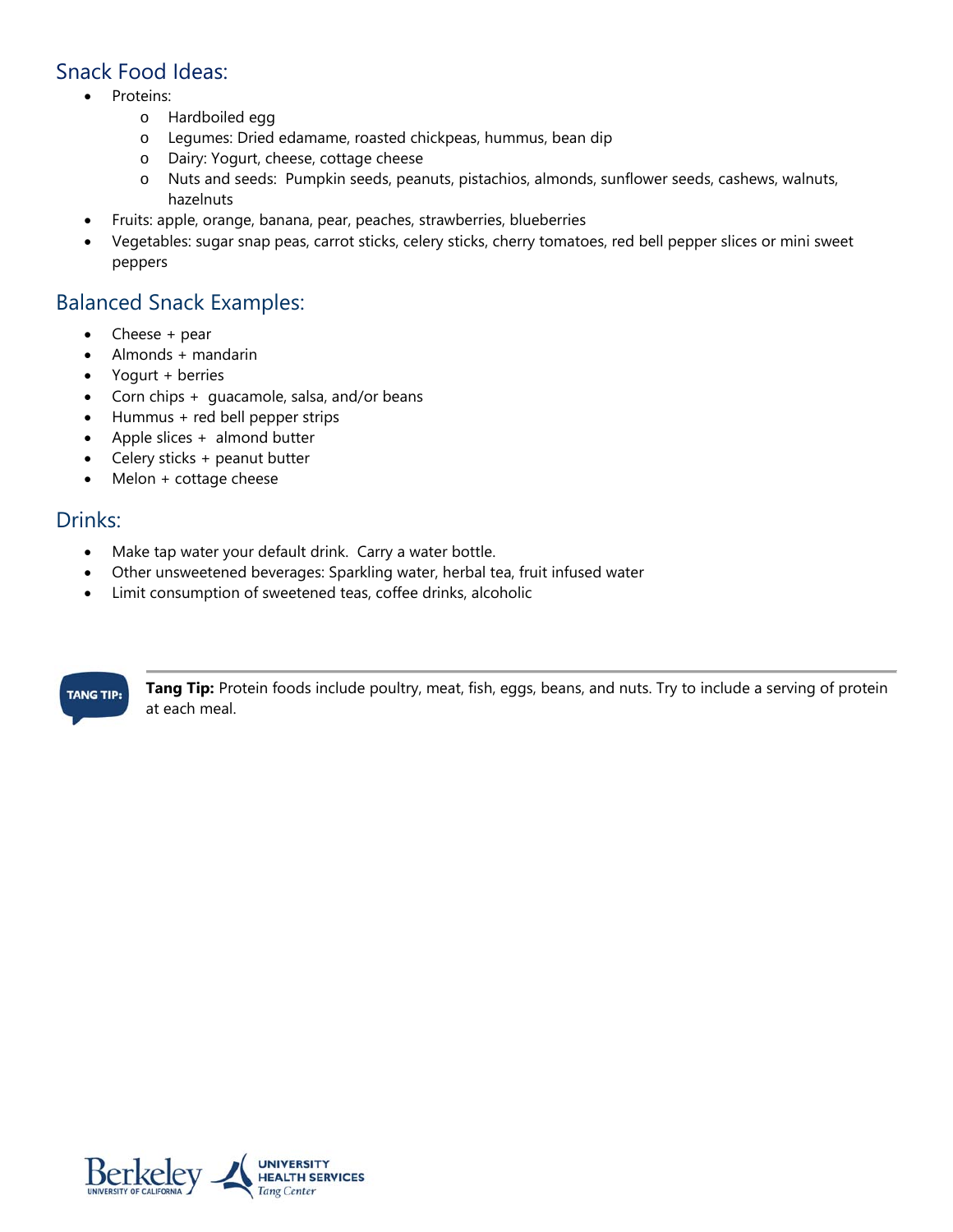## Snack Food Ideas:

- Proteins:
  - Hardboiled egg
  - Legumes: Dried edamame, roasted chickpeas, hummus, bean dip
  - Dairy: Yogurt, cheese, cottage cheese
  - Nuts and seeds: Pumpkin seeds, peanuts, pistachios, almonds, sunflower seeds, cashews, walnuts, hazelnuts
- Fruits: apple, orange, banana, pear, peaches, strawberries, blueberries
- Vegetables: sugar snap peas, carrot sticks, celery sticks, cherry tomatoes, red bell pepper slices or mini sweet peppers

## Balanced Snack Examples:

- Cheese + pear
- Almonds + mandarin
- Yogurt + berries
- Corn chips + guacamole, salsa, and/or beans
- Hummus + red bell pepper strips
- Apple slices + almond butter
- Celery sticks + peanut butter
- Melon + cottage cheese

## Drinks:

- Make tap water your default drink. Carry a water bottle.
- Other unsweetened beverages: Sparkling water, herbal tea, fruit infused water
- Limit consumption of sweetened teas, coffee drinks, alcoholic

TANG TIP:

**Tang Tip:** Protein foods include poultry, meat, fish, eggs, beans, and nuts. Try to include a serving of protein at each meal.

Berkeley UNIVERSITY OF CALIFORNIA

UNIVERSITY HEALTH SERVICES Tang Center